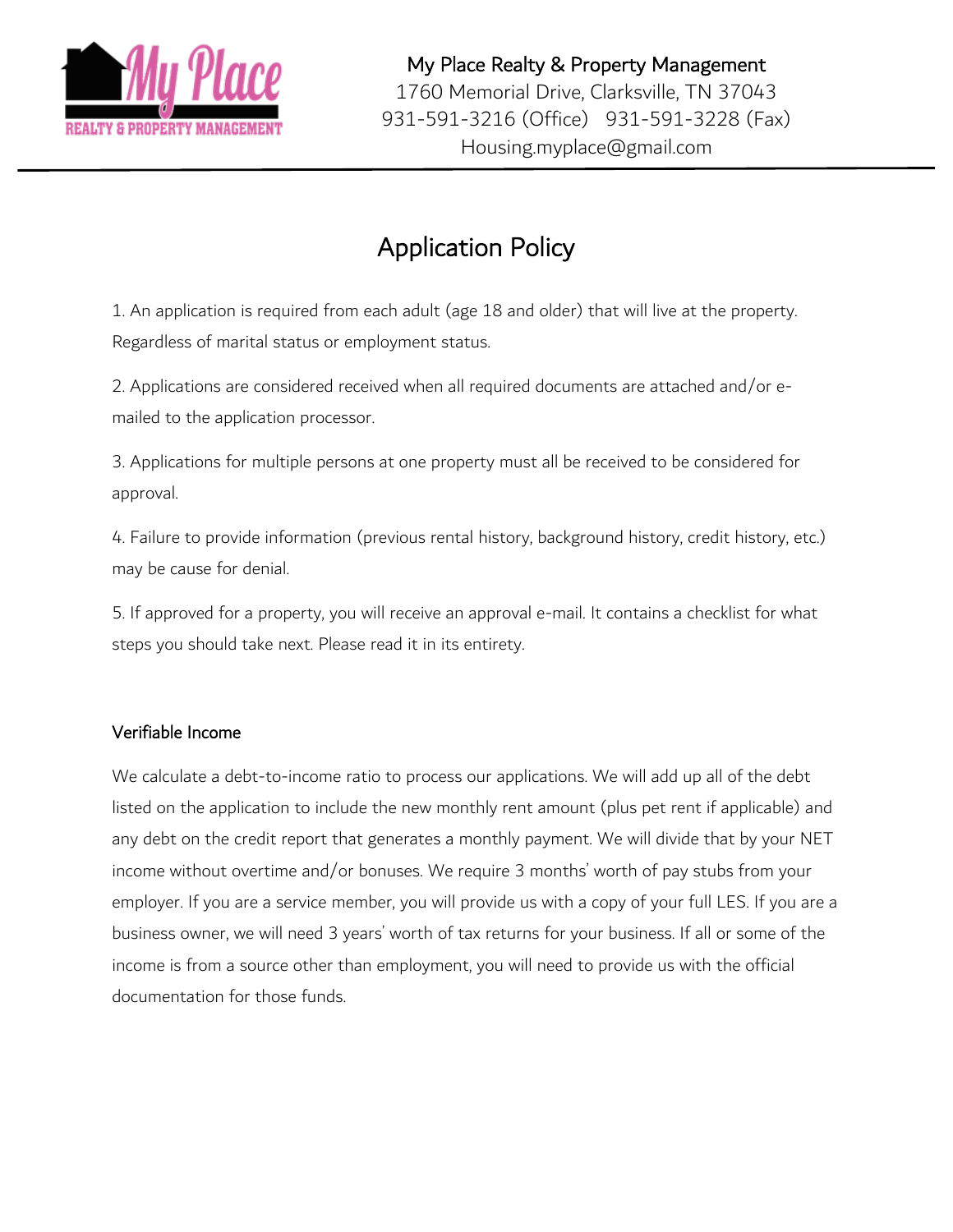My Place Realty & Property Management
1760 Memorial Drive, Clarksville, TN 37043
931-591-3216 (Office)   931-591-3228 (Fax)
Housing.myplace@gmail.com

# Application Policy

1. An application is required from each adult (age 18 and older) that will live at the property. Regardless of marital status or employment status.

2. Applications are considered received when all required documents are attached and/or e-mailed to the application processor.

3. Applications for multiple persons at one property must all be received to be considered for approval.

4. Failure to provide information (previous rental history, background history, credit history, etc.) may be cause for denial.

5. If approved for a property, you will receive an approval e-mail. It contains a checklist for what steps you should take next. Please read it in its entirety.

## Verifiable Income

We calculate a debt-to-income ratio to process our applications. We will add up all of the debt listed on the application to include the new monthly rent amount (plus pet rent if applicable) and any debt on the credit report that generates a monthly payment. We will divide that by your NET income without overtime and/or bonuses. We require 3 months' worth of pay stubs from your employer. If you are a service member, you will provide us with a copy of your full LES. If you are a business owner, we will need 3 years' worth of tax returns for your business. If all or some of the income is from a source other than employment, you will need to provide us with the official documentation for those funds.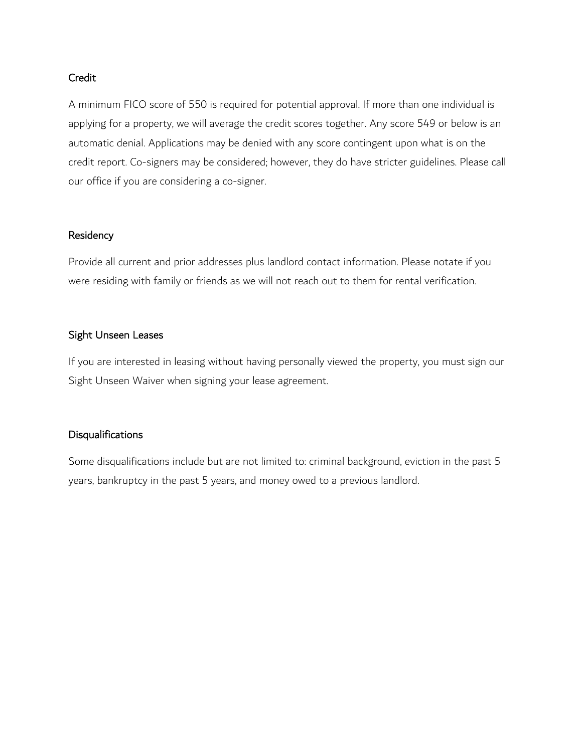## Credit

A minimum FICO score of 550 is required for potential approval. If more than one individual is applying for a property, we will average the credit scores together. Any score 549 or below is an automatic denial. Applications may be denied with any score contingent upon what is on the credit report. Co-signers may be considered; however, they do have stricter guidelines. Please call our office if you are considering a co-signer.

## Residency

Provide all current and prior addresses plus landlord contact information. Please notate if you were residing with family or friends as we will not reach out to them for rental verification.

## Sight Unseen Leases

If you are interested in leasing without having personally viewed the property, you must sign our Sight Unseen Waiver when signing your lease agreement.

## Disqualifications

Some disqualifications include but are not limited to: criminal background, eviction in the past 5 years, bankruptcy in the past 5 years, and money owed to a previous landlord.